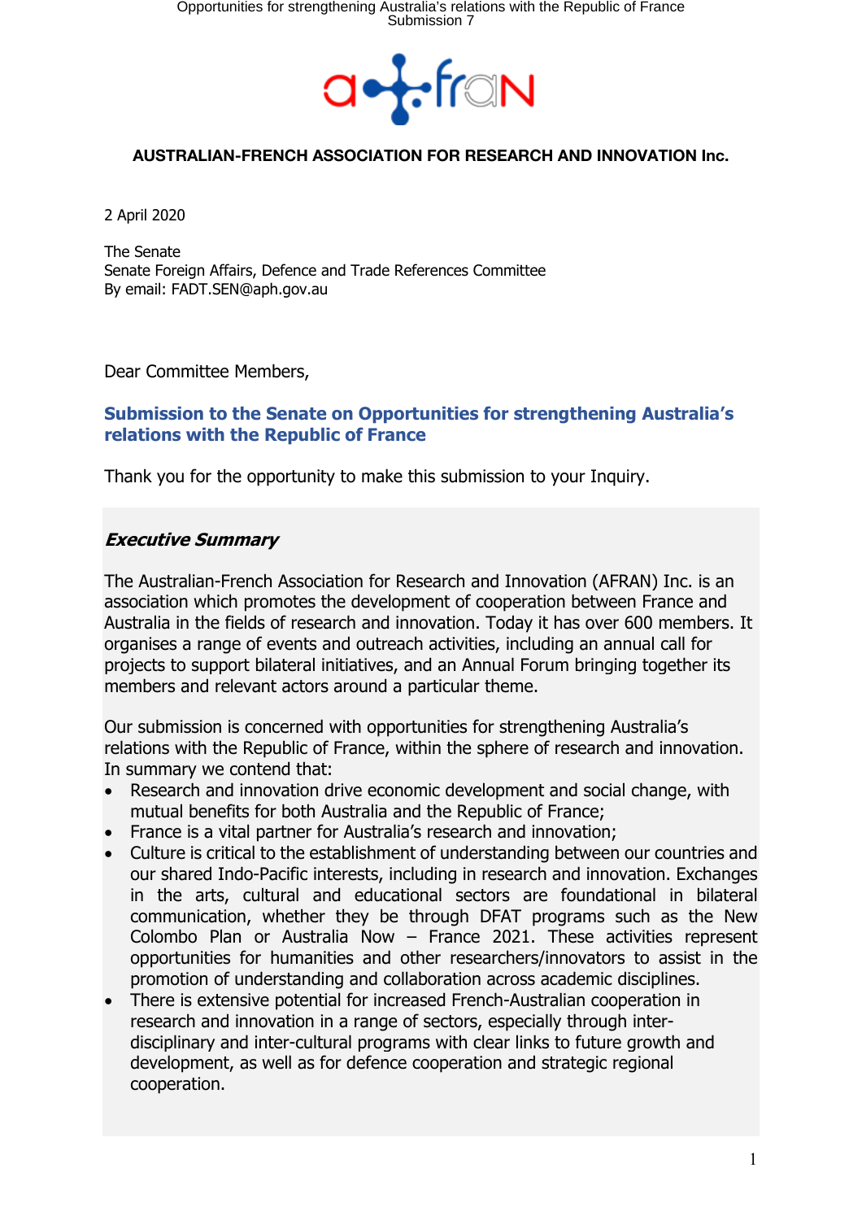**AUSTRALIAN-FRENCH ASSOCIATION FOR RESEARCH AND INNOVATION Inc.**

2 April 2020

The Senate
Senate Foreign Affairs, Defence and Trade References Committee
By email: FADT.SEN@aph.gov.au

Dear Committee Members,

## Submission to the Senate on Opportunities for strengthening Australia's relations with the Republic of France

Thank you for the opportunity to make this submission to your Inquiry.

### *Executive Summary*

The Australian-French Association for Research and Innovation (AFRAN) Inc. is an association which promotes the development of cooperation between France and Australia in the fields of research and innovation. Today it has over 600 members. It organises a range of events and outreach activities, including an annual call for projects to support bilateral initiatives, and an Annual Forum bringing together its members and relevant actors around a particular theme.

Our submission is concerned with opportunities for strengthening Australia's relations with the Republic of France, within the sphere of research and innovation. In summary we contend that:

- Research and innovation drive economic development and social change, with mutual benefits for both Australia and the Republic of France;
- France is a vital partner for Australia's research and innovation;
- Culture is critical to the establishment of understanding between our countries and our shared Indo-Pacific interests, including in research and innovation. Exchanges in the arts, cultural and educational sectors are foundational in bilateral communication, whether they be through DFAT programs such as the New Colombo Plan or Australia Now – France 2021. These activities represent opportunities for humanities and other researchers/innovators to assist in the promotion of understanding and collaboration across academic disciplines.
- There is extensive potential for increased French-Australian cooperation in research and innovation in a range of sectors, especially through inter-disciplinary and inter-cultural programs with clear links to future growth and development, as well as for defence cooperation and strategic regional cooperation.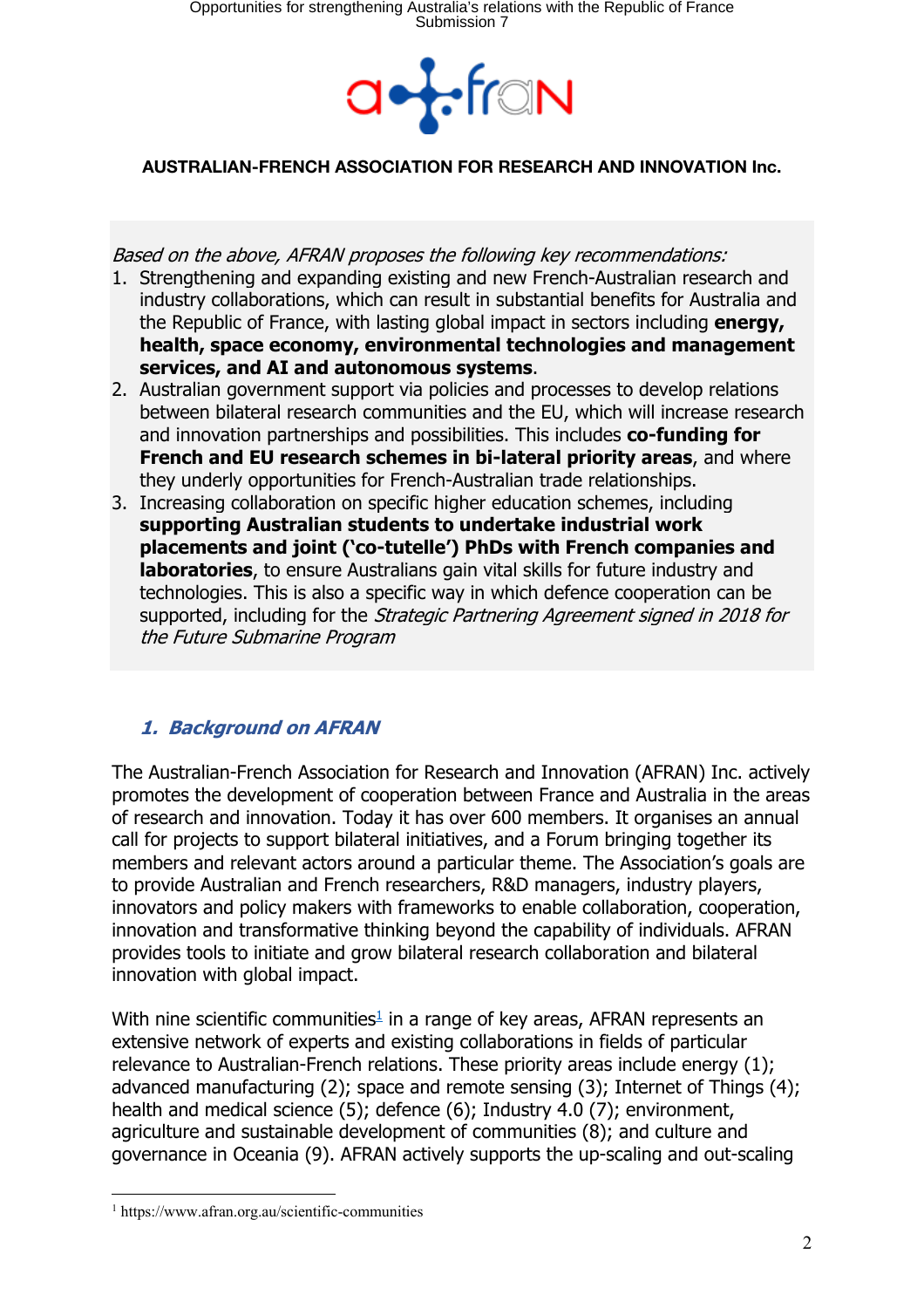**AUSTRALIAN-FRENCH ASSOCIATION FOR RESEARCH AND INNOVATION Inc.**

*Based on the above, AFRAN proposes the following key recommendations:*

1. Strengthening and expanding existing and new French-Australian research and industry collaborations, which can result in substantial benefits for Australia and the Republic of France, with lasting global impact in sectors including **energy, health, space economy, environmental technologies and management services, and AI and autonomous systems**.
2. Australian government support via policies and processes to develop relations between bilateral research communities and the EU, which will increase research and innovation partnerships and possibilities. This includes **co-funding for French and EU research schemes in bi-lateral priority areas**, and where they underly opportunities for French-Australian trade relationships.
3. Increasing collaboration on specific higher education schemes, including **supporting Australian students to undertake industrial work placements and joint ('co-tutelle') PhDs with French companies and laboratories**, to ensure Australians gain vital skills for future industry and technologies. This is also a specific way in which defence cooperation can be supported, including for the *Strategic Partnering Agreement signed in 2018 for the Future Submarine Program*

## *1. Background on AFRAN*

The Australian-French Association for Research and Innovation (AFRAN) Inc. actively promotes the development of cooperation between France and Australia in the areas of research and innovation. Today it has over 600 members. It organises an annual call for projects to support bilateral initiatives, and a Forum bringing together its members and relevant actors around a particular theme. The Association's goals are to provide Australian and French researchers, R&D managers, industry players, innovators and policy makers with frameworks to enable collaboration, cooperation, innovation and transformative thinking beyond the capability of individuals. AFRAN provides tools to initiate and grow bilateral research collaboration and bilateral innovation with global impact.

With nine scientific communities[1] in a range of key areas, AFRAN represents an extensive network of experts and existing collaborations in fields of particular relevance to Australian-French relations. These priority areas include energy (1); advanced manufacturing (2); space and remote sensing (3); Internet of Things (4); health and medical science (5); defence (6); Industry 4.0 (7); environment, agriculture and sustainable development of communities (8); and culture and governance in Oceania (9). AFRAN actively supports the up-scaling and out-scaling

[1] https://www.afran.org.au/scientific-communities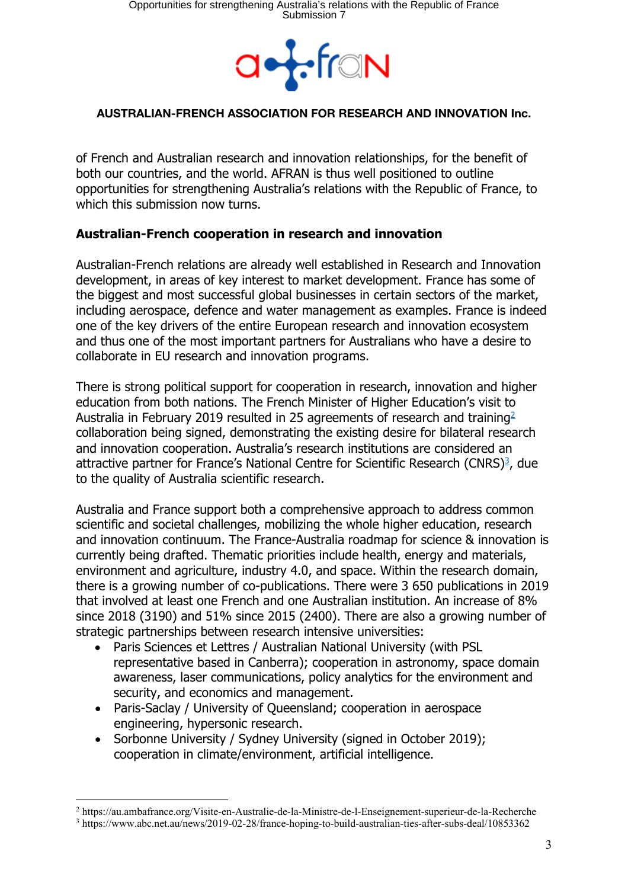of French and Australian research and innovation relationships, for the benefit of both our countries, and the world. AFRAN is thus well positioned to outline opportunities for strengthening Australia's relations with the Republic of France, to which this submission now turns.

## Australian-French cooperation in research and innovation

Australian-French relations are already well established in Research and Innovation development, in areas of key interest to market development. France has some of the biggest and most successful global businesses in certain sectors of the market, including aerospace, defence and water management as examples. France is indeed one of the key drivers of the entire European research and innovation ecosystem and thus one of the most important partners for Australians who have a desire to collaborate in EU research and innovation programs.

There is strong political support for cooperation in research, innovation and higher education from both nations. The French Minister of Higher Education's visit to Australia in February 2019 resulted in 25 agreements of research and training[2] collaboration being signed, demonstrating the existing desire for bilateral research and innovation cooperation. Australia's research institutions are considered an attractive partner for France's National Centre for Scientific Research (CNRS)[3], due to the quality of Australia scientific research.

Australia and France support both a comprehensive approach to address common scientific and societal challenges, mobilizing the whole higher education, research and innovation continuum. The France-Australia roadmap for science & innovation is currently being drafted. Thematic priorities include health, energy and materials, environment and agriculture, industry 4.0, and space. Within the research domain, there is a growing number of co-publications. There were 3 650 publications in 2019 that involved at least one French and one Australian institution. An increase of 8% since 2018 (3190) and 51% since 2015 (2400). There are also a growing number of strategic partnerships between research intensive universities:

- Paris Sciences et Lettres / Australian National University (with PSL representative based in Canberra); cooperation in astronomy, space domain awareness, laser communications, policy analytics for the environment and security, and economics and management.
- Paris-Saclay / University of Queensland; cooperation in aerospace engineering, hypersonic research.
- Sorbonne University / Sydney University (signed in October 2019); cooperation in climate/environment, artificial intelligence.

---

[2] https://au.ambafrance.org/Visite-en-Australie-de-la-Ministre-de-l-Enseignement-superieur-de-la-Recherche

[3] https://www.abc.net.au/news/2019-02-28/france-hoping-to-build-australian-ties-after-subs-deal/10853362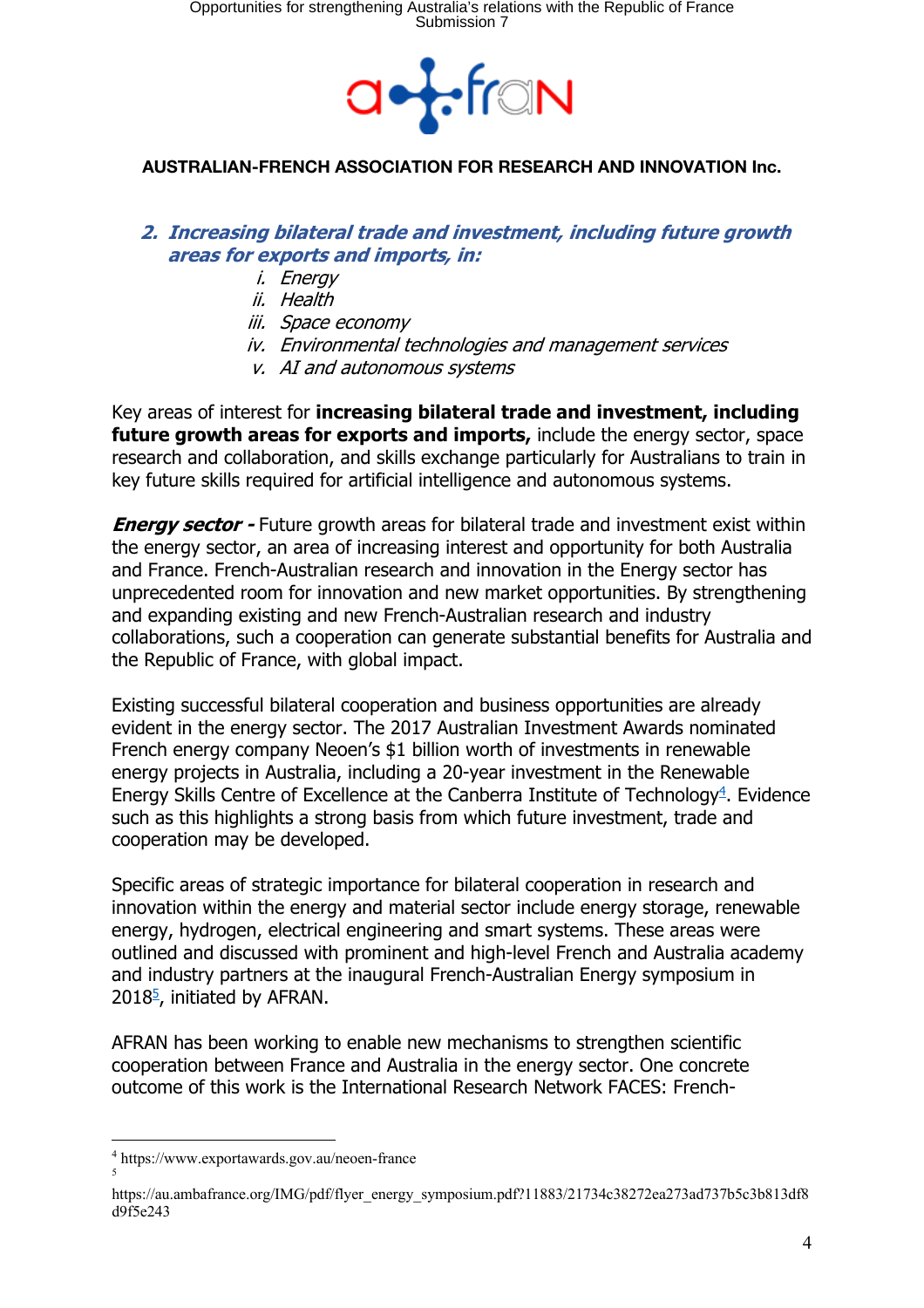**AUSTRALIAN-FRENCH ASSOCIATION FOR RESEARCH AND INNOVATION Inc.**

## *2. Increasing bilateral trade and investment, including future growth areas for exports and imports, in:*

- *i. Energy*
- *ii. Health*
- *iii. Space economy*
- *iv. Environmental technologies and management services*
- *v. AI and autonomous systems*

Key areas of interest for **increasing bilateral trade and investment, including future growth areas for exports and imports,** include the energy sector, space research and collaboration, and skills exchange particularly for Australians to train in key future skills required for artificial intelligence and autonomous systems.

***Energy sector -*** Future growth areas for bilateral trade and investment exist within the energy sector, an area of increasing interest and opportunity for both Australia and France. French-Australian research and innovation in the Energy sector has unprecedented room for innovation and new market opportunities. By strengthening and expanding existing and new French-Australian research and industry collaborations, such a cooperation can generate substantial benefits for Australia and the Republic of France, with global impact.

Existing successful bilateral cooperation and business opportunities are already evident in the energy sector. The 2017 Australian Investment Awards nominated French energy company Neoen's $1 billion worth of investments in renewable energy projects in Australia, including a 20-year investment in the Renewable Energy Skills Centre of Excellence at the Canberra Institute of Technology[4]. Evidence such as this highlights a strong basis from which future investment, trade and cooperation may be developed.

Specific areas of strategic importance for bilateral cooperation in research and innovation within the energy and material sector include energy storage, renewable energy, hydrogen, electrical engineering and smart systems. These areas were outlined and discussed with prominent and high-level French and Australia academy and industry partners at the inaugural French-Australian Energy symposium in 2018[5], initiated by AFRAN.

AFRAN has been working to enable new mechanisms to strengthen scientific cooperation between France and Australia in the energy sector. One concrete outcome of this work is the International Research Network FACES: French-

---

[4] https://www.exportawards.gov.au/neoen-france

[5] https://au.ambafrance.org/IMG/pdf/flyer_energy_symposium.pdf?11883/21734c38272ea273ad737b5c3b813df8d9f5e243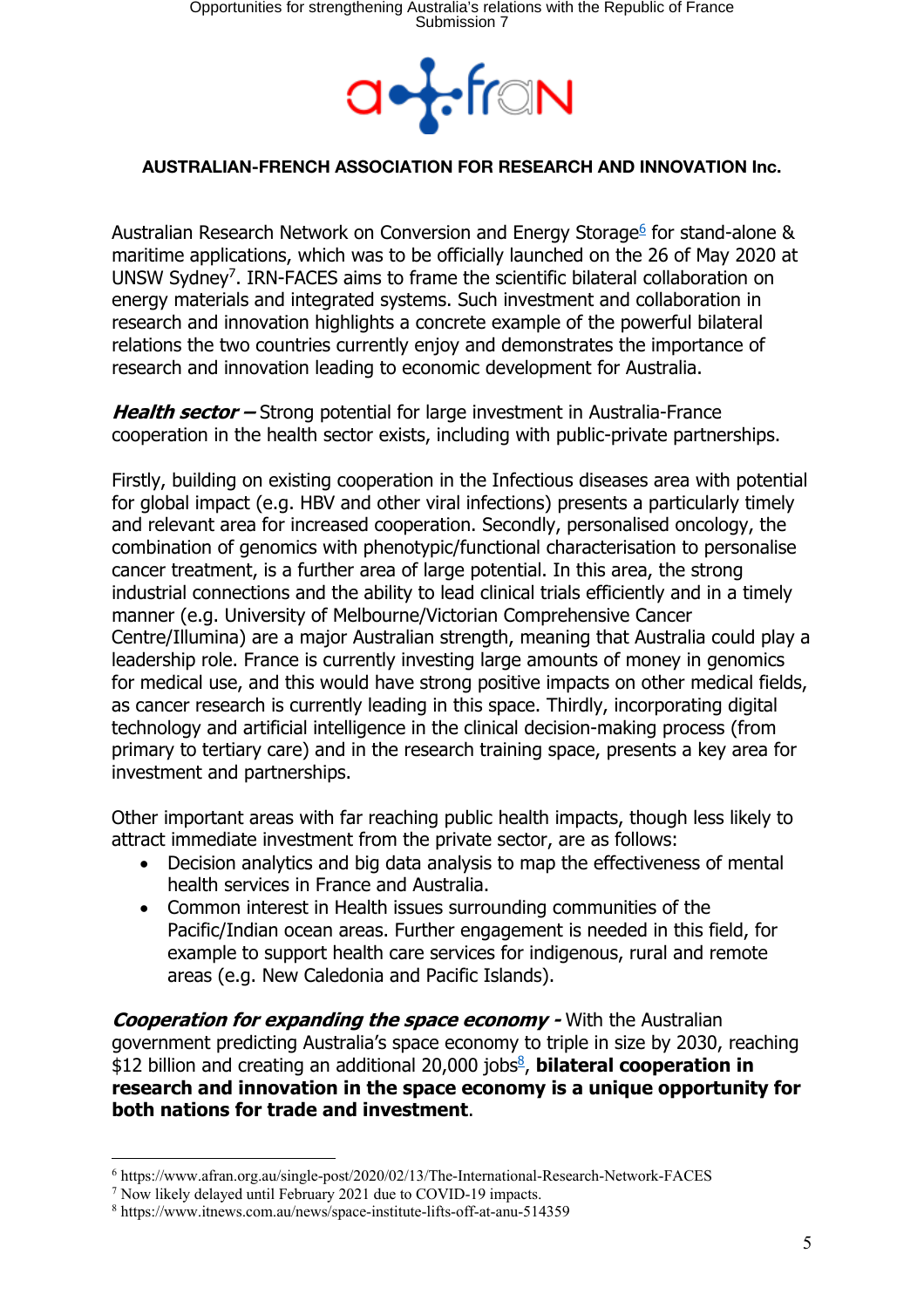Australian Research Network on Conversion and Energy Storage[6] for stand-alone & maritime applications, which was to be officially launched on the 26 of May 2020 at UNSW Sydney[7]. IRN-FACES aims to frame the scientific bilateral collaboration on energy materials and integrated systems. Such investment and collaboration in research and innovation highlights a concrete example of the powerful bilateral relations the two countries currently enjoy and demonstrates the importance of research and innovation leading to economic development for Australia.

***Health sector –*** Strong potential for large investment in Australia-France cooperation in the health sector exists, including with public-private partnerships.

Firstly, building on existing cooperation in the Infectious diseases area with potential for global impact (e.g. HBV and other viral infections) presents a particularly timely and relevant area for increased cooperation. Secondly, personalised oncology, the combination of genomics with phenotypic/functional characterisation to personalise cancer treatment, is a further area of large potential. In this area, the strong industrial connections and the ability to lead clinical trials efficiently and in a timely manner (e.g. University of Melbourne/Victorian Comprehensive Cancer Centre/Illumina) are a major Australian strength, meaning that Australia could play a leadership role. France is currently investing large amounts of money in genomics for medical use, and this would have strong positive impacts on other medical fields, as cancer research is currently leading in this space. Thirdly, incorporating digital technology and artificial intelligence in the clinical decision-making process (from primary to tertiary care) and in the research training space, presents a key area for investment and partnerships.

Other important areas with far reaching public health impacts, though less likely to attract immediate investment from the private sector, are as follows:

- Decision analytics and big data analysis to map the effectiveness of mental health services in France and Australia.
- Common interest in Health issues surrounding communities of the Pacific/Indian ocean areas. Further engagement is needed in this field, for example to support health care services for indigenous, rural and remote areas (e.g. New Caledonia and Pacific Islands).

***Cooperation for expanding the space economy -*** With the Australian government predicting Australia's space economy to triple in size by 2030, reaching $12 billion and creating an additional 20,000 jobs[8], **bilateral cooperation in research and innovation in the space economy is a unique opportunity for both nations for trade and investment**.

---

[6] https://www.afran.org.au/single-post/2020/02/13/The-International-Research-Network-FACES

[7] Now likely delayed until February 2021 due to COVID-19 impacts.

[8] https://www.itnews.com.au/news/space-institute-lifts-off-at-anu-514359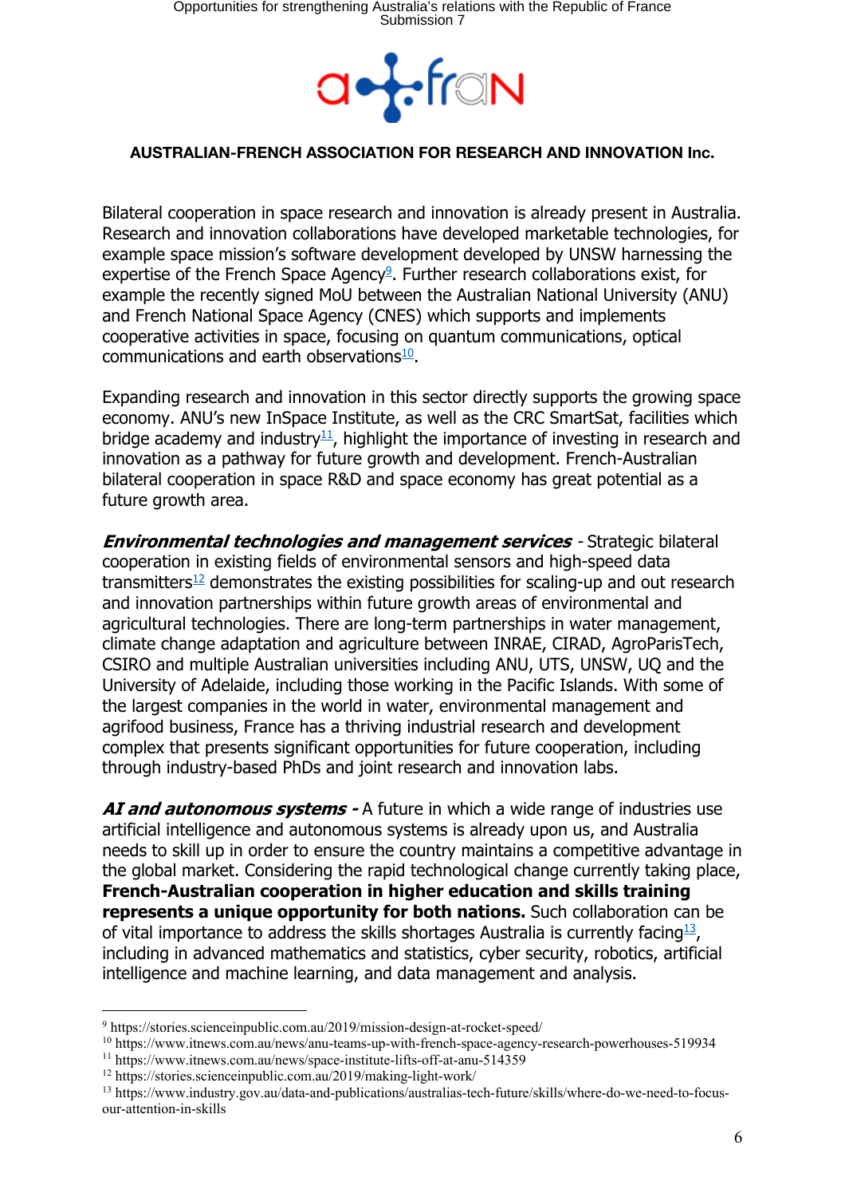**AUSTRALIAN-FRENCH ASSOCIATION FOR RESEARCH AND INNOVATION Inc.**

Bilateral cooperation in space research and innovation is already present in Australia. Research and innovation collaborations have developed marketable technologies, for example space mission's software development developed by UNSW harnessing the expertise of the French Space Agency[9]. Further research collaborations exist, for example the recently signed MoU between the Australian National University (ANU) and French National Space Agency (CNES) which supports and implements cooperative activities in space, focusing on quantum communications, optical communications and earth observations[10].

Expanding research and innovation in this sector directly supports the growing space economy. ANU's new InSpace Institute, as well as the CRC SmartSat, facilities which bridge academy and industry[11], highlight the importance of investing in research and innovation as a pathway for future growth and development. French-Australian bilateral cooperation in space R&D and space economy has great potential as a future growth area.

***Environmental technologies and management services*** - Strategic bilateral cooperation in existing fields of environmental sensors and high-speed data transmitters[12] demonstrates the existing possibilities for scaling-up and out research and innovation partnerships within future growth areas of environmental and agricultural technologies. There are long-term partnerships in water management, climate change adaptation and agriculture between INRAE, CIRAD, AgroParisTech, CSIRO and multiple Australian universities including ANU, UTS, UNSW, UQ and the University of Adelaide, including those working in the Pacific Islands. With some of the largest companies in the world in water, environmental management and agrifood business, France has a thriving industrial research and development complex that presents significant opportunities for future cooperation, including through industry-based PhDs and joint research and innovation labs.

***AI and autonomous systems -*** A future in which a wide range of industries use artificial intelligence and autonomous systems is already upon us, and Australia needs to skill up in order to ensure the country maintains a competitive advantage in the global market. Considering the rapid technological change currently taking place, **French-Australian cooperation in higher education and skills training represents a unique opportunity for both nations.** Such collaboration can be of vital importance to address the skills shortages Australia is currently facing[13], including in advanced mathematics and statistics, cyber security, robotics, artificial intelligence and machine learning, and data management and analysis.

---

[9] https://stories.scienceinpublic.com.au/2019/mission-design-at-rocket-speed/

[10] https://www.itnews.com.au/news/anu-teams-up-with-french-space-agency-research-powerhouses-519934

[11] https://www.itnews.com.au/news/space-institute-lifts-off-at-anu-514359

[12] https://stories.scienceinpublic.com.au/2019/making-light-work/

[13] https://www.industry.gov.au/data-and-publications/australias-tech-future/skills/where-do-we-need-to-focus-our-attention-in-skills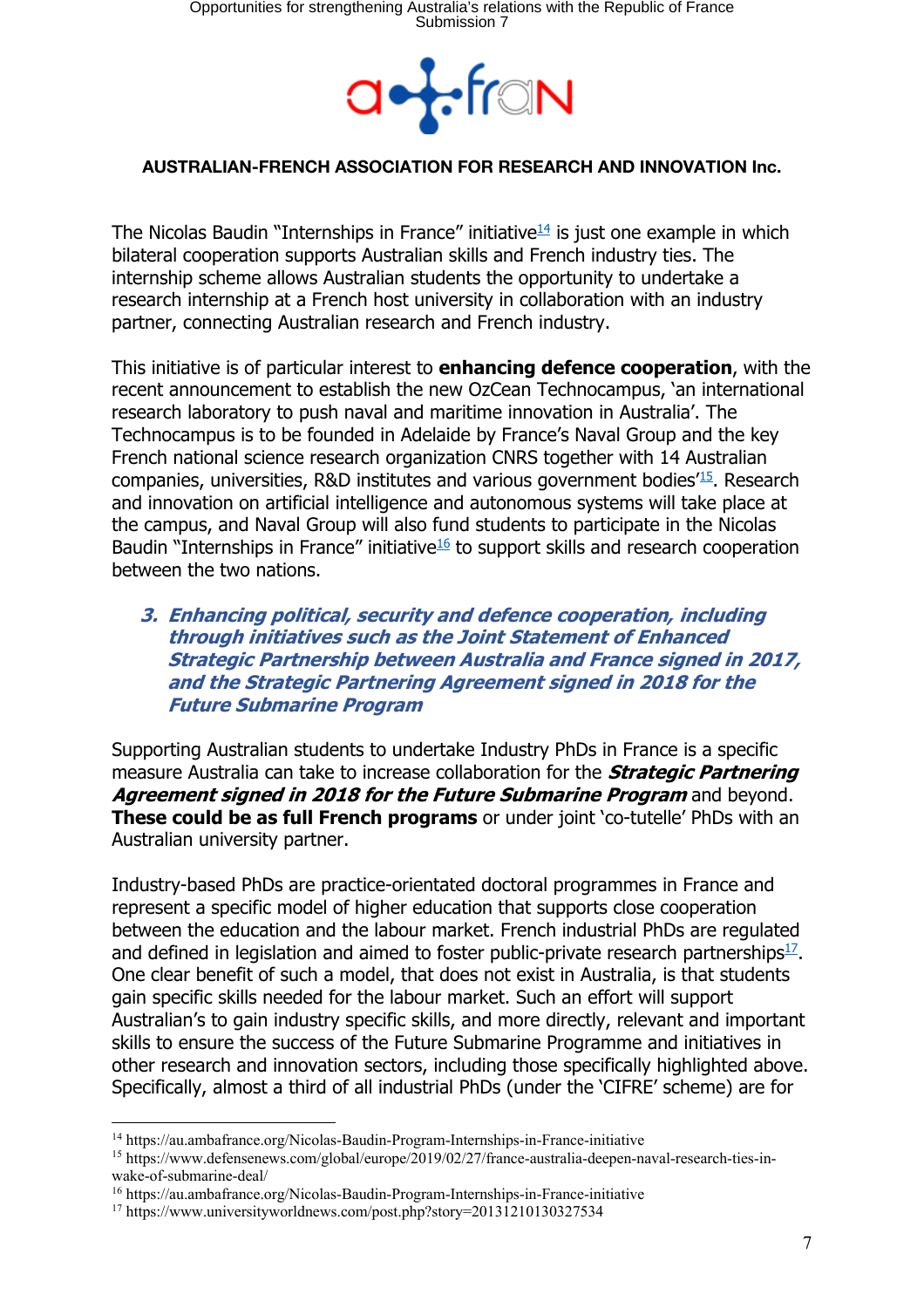The Nicolas Baudin "Internships in France" initiative[14] is just one example in which bilateral cooperation supports Australian skills and French industry ties. The internship scheme allows Australian students the opportunity to undertake a research internship at a French host university in collaboration with an industry partner, connecting Australian research and French industry.

This initiative is of particular interest to **enhancing defence cooperation**, with the recent announcement to establish the new OzCean Technocampus, 'an international research laboratory to push naval and maritime innovation in Australia'. The Technocampus is to be founded in Adelaide by France's Naval Group and the key French national science research organization CNRS together with 14 Australian companies, universities, R&D institutes and various government bodies'[15]. Research and innovation on artificial intelligence and autonomous systems will take place at the campus, and Naval Group will also fund students to participate in the Nicolas Baudin "Internships in France" initiative[16] to support skills and research cooperation between the two nations.

### 3. *Enhancing political, security and defence cooperation, including through initiatives such as the Joint Statement of Enhanced Strategic Partnership between Australia and France signed in 2017, and the Strategic Partnering Agreement signed in 2018 for the Future Submarine Program*

Supporting Australian students to undertake Industry PhDs in France is a specific measure Australia can take to increase collaboration for the ***Strategic Partnering Agreement signed in 2018 for the Future Submarine Program*** and beyond. **These could be as full French programs** or under joint 'co-tutelle' PhDs with an Australian university partner.

Industry-based PhDs are practice-orientated doctoral programmes in France and represent a specific model of higher education that supports close cooperation between the education and the labour market. French industrial PhDs are regulated and defined in legislation and aimed to foster public-private research partnerships[17]. One clear benefit of such a model, that does not exist in Australia, is that students gain specific skills needed for the labour market. Such an effort will support Australian's to gain industry specific skills, and more directly, relevant and important skills to ensure the success of the Future Submarine Programme and initiatives in other research and innovation sectors, including those specifically highlighted above. Specifically, almost a third of all industrial PhDs (under the 'CIFRE' scheme) are for

---

[14] https://au.ambafrance.org/Nicolas-Baudin-Program-Internships-in-France-initiative

[15] https://www.defensenews.com/global/europe/2019/02/27/france-australia-deepen-naval-research-ties-in-wake-of-submarine-deal/

[16] https://au.ambafrance.org/Nicolas-Baudin-Program-Internships-in-France-initiative

[17] https://www.universityworldnews.com/post.php?story=20131210130327534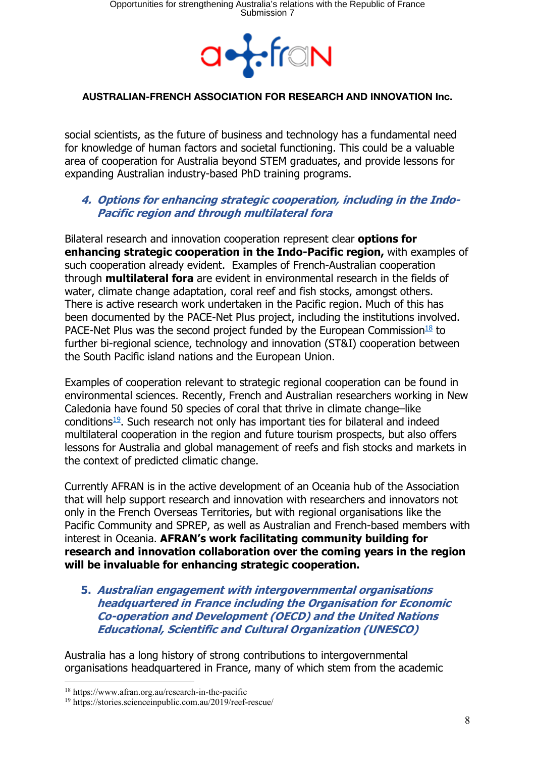social scientists, as the future of business and technology has a fundamental need for knowledge of human factors and societal functioning. This could be a valuable area of cooperation for Australia beyond STEM graduates, and provide lessons for expanding Australian industry-based PhD training programs.

### 4. *Options for enhancing strategic cooperation, including in the Indo-Pacific region and through multilateral fora*

Bilateral research and innovation cooperation represent clear **options for enhancing strategic cooperation in the Indo-Pacific region,** with examples of such cooperation already evident. Examples of French-Australian cooperation through **multilateral fora** are evident in environmental research in the fields of water, climate change adaptation, coral reef and fish stocks, amongst others. There is active research work undertaken in the Pacific region. Much of this has been documented by the PACE-Net Plus project, including the institutions involved. PACE-Net Plus was the second project funded by the European Commission[18] to further bi-regional science, technology and innovation (ST&I) cooperation between the South Pacific island nations and the European Union.

Examples of cooperation relevant to strategic regional cooperation can be found in environmental sciences. Recently, French and Australian researchers working in New Caledonia have found 50 species of coral that thrive in climate change–like conditions[19]. Such research not only has important ties for bilateral and indeed multilateral cooperation in the region and future tourism prospects, but also offers lessons for Australia and global management of reefs and fish stocks and markets in the context of predicted climatic change.

Currently AFRAN is in the active development of an Oceania hub of the Association that will help support research and innovation with researchers and innovators not only in the French Overseas Territories, but with regional organisations like the Pacific Community and SPREP, as well as Australian and French-based members with interest in Oceania. **AFRAN's work facilitating community building for research and innovation collaboration over the coming years in the region will be invaluable for enhancing strategic cooperation.**

### 5. *Australian engagement with intergovernmental organisations headquartered in France including the Organisation for Economic Co-operation and Development (OECD) and the United Nations Educational, Scientific and Cultural Organization (UNESCO)*

Australia has a long history of strong contributions to intergovernmental organisations headquartered in France, many of which stem from the academic

---

[18] https://www.afran.org.au/research-in-the-pacific

[19] https://stories.scienceinpublic.com.au/2019/reef-rescue/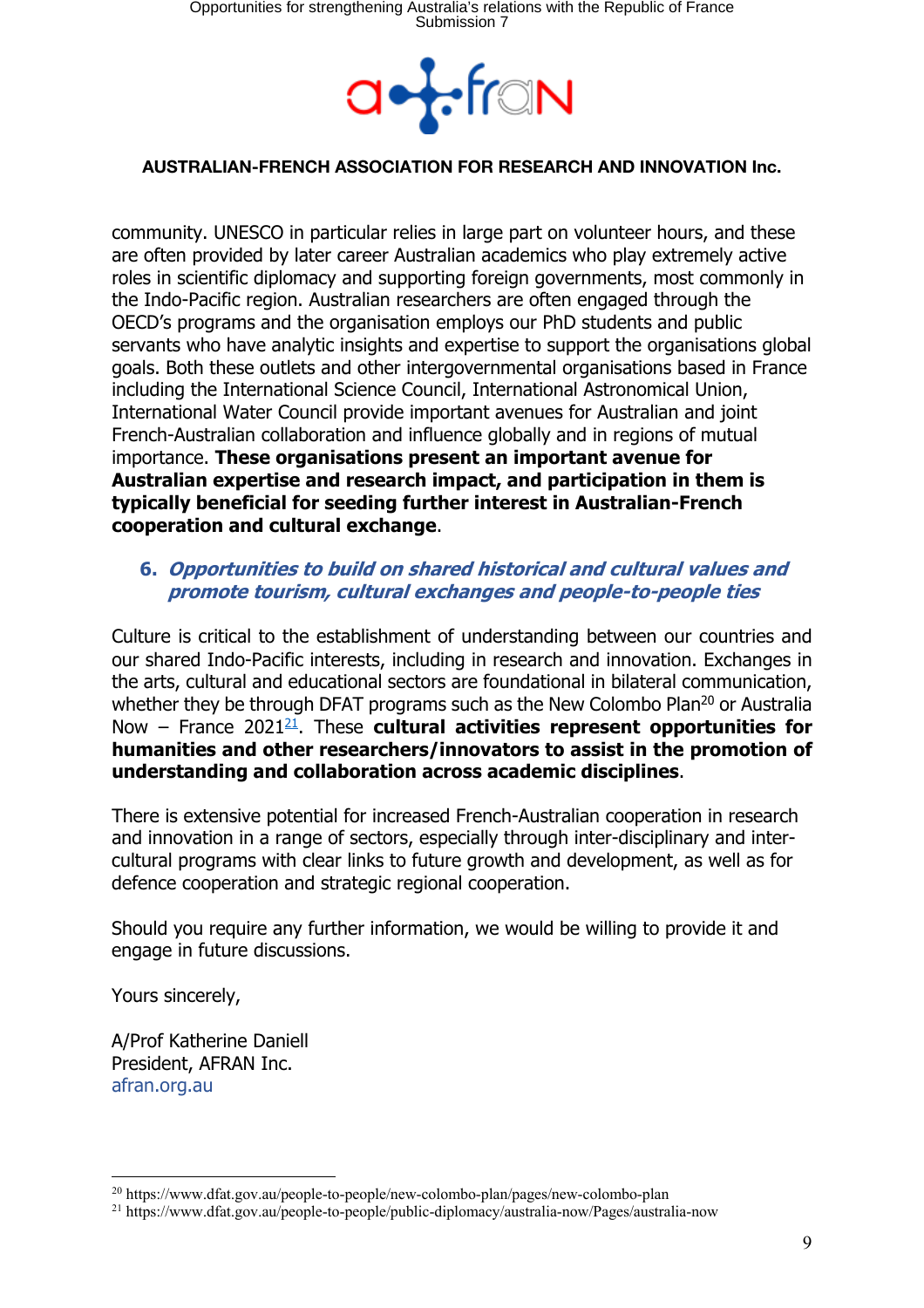community. UNESCO in particular relies in large part on volunteer hours, and these are often provided by later career Australian academics who play extremely active roles in scientific diplomacy and supporting foreign governments, most commonly in the Indo-Pacific region. Australian researchers are often engaged through the OECD's programs and the organisation employs our PhD students and public servants who have analytic insights and expertise to support the organisations global goals. Both these outlets and other intergovernmental organisations based in France including the International Science Council, International Astronomical Union, International Water Council provide important avenues for Australian and joint French-Australian collaboration and influence globally and in regions of mutual importance. **These organisations present an important avenue for Australian expertise and research impact, and participation in them is typically beneficial for seeding further interest in Australian-French cooperation and cultural exchange**.

## 6. *Opportunities to build on shared historical and cultural values and promote tourism, cultural exchanges and people-to-people ties*

Culture is critical to the establishment of understanding between our countries and our shared Indo-Pacific interests, including in research and innovation. Exchanges in the arts, cultural and educational sectors are foundational in bilateral communication, whether they be through DFAT programs such as the New Colombo Plan[20] or Australia Now – France 2021[21]. These **cultural activities represent opportunities for humanities and other researchers/innovators to assist in the promotion of understanding and collaboration across academic disciplines**.

There is extensive potential for increased French-Australian cooperation in research and innovation in a range of sectors, especially through inter-disciplinary and inter-cultural programs with clear links to future growth and development, as well as for defence cooperation and strategic regional cooperation.

Should you require any further information, we would be willing to provide it and engage in future discussions.

Yours sincerely,

A/Prof Katherine Daniell
President, AFRAN Inc.
afran.org.au

---

[20] https://www.dfat.gov.au/people-to-people/new-colombo-plan/pages/new-colombo-plan

[21] https://www.dfat.gov.au/people-to-people/public-diplomacy/australia-now/Pages/australia-now